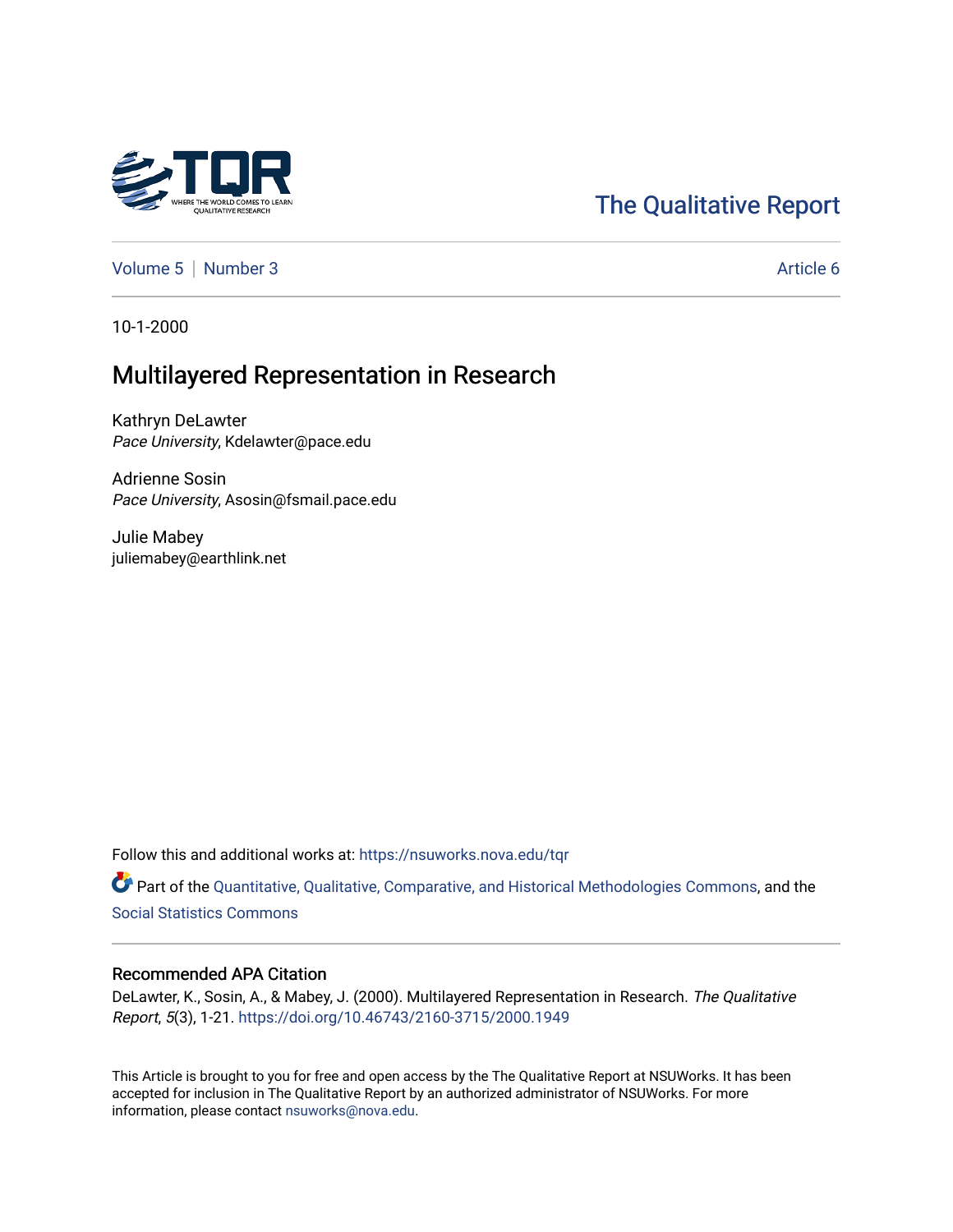The Qualitative Report

Volume 5 | Number 3 Article 6

10-1-2000

# Multilayered Representation in Research

Kathryn DeLawter
*Pace University*, Kdelawter@pace.edu

Adrienne Sosin
*Pace University*, Asosin@fsmail.pace.edu

Julie Mabey
juliemabey@earthlink.net

Follow this and additional works at: https://nsuworks.nova.edu/tqr

Part of the Quantitative, Qualitative, Comparative, and Historical Methodologies Commons, and the Social Statistics Commons

## Recommended APA Citation

DeLawter, K., Sosin, A., & Mabey, J. (2000). Multilayered Representation in Research. *The Qualitative Report*, *5*(3), 1-21. https://doi.org/10.46743/2160-3715/2000.1949

This Article is brought to you for free and open access by the The Qualitative Report at NSUWorks. It has been accepted for inclusion in The Qualitative Report by an authorized administrator of NSUWorks. For more information, please contact nsuworks@nova.edu.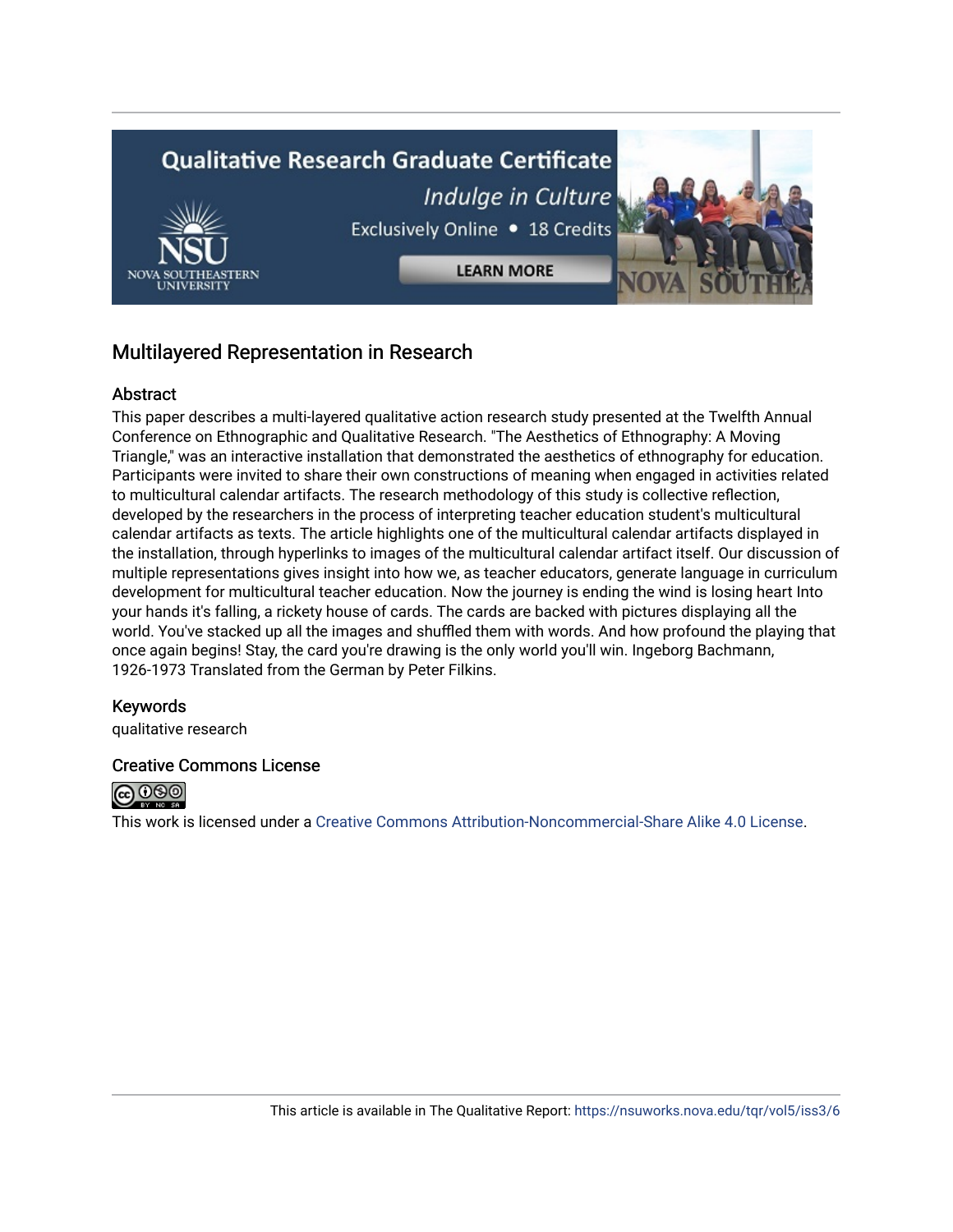## Multilayered Representation in Research

### Abstract

This paper describes a multi-layered qualitative action research study presented at the Twelfth Annual Conference on Ethnographic and Qualitative Research. "The Aesthetics of Ethnography: A Moving Triangle," was an interactive installation that demonstrated the aesthetics of ethnography for education. Participants were invited to share their own constructions of meaning when engaged in activities related to multicultural calendar artifacts. The research methodology of this study is collective reflection, developed by the researchers in the process of interpreting teacher education student's multicultural calendar artifacts as texts. The article highlights one of the multicultural calendar artifacts displayed in the installation, through hyperlinks to images of the multicultural calendar artifact itself. Our discussion of multiple representations gives insight into how we, as teacher educators, generate language in curriculum development for multicultural teacher education. Now the journey is ending the wind is losing heart Into your hands it's falling, a rickety house of cards. The cards are backed with pictures displaying all the world. You've stacked up all the images and shuffled them with words. And how profound the playing that once again begins! Stay, the card you're drawing is the only world you'll win. Ingeborg Bachmann, 1926-1973 Translated from the German by Peter Filkins.

### Keywords

qualitative research

### Creative Commons License

This work is licensed under a Creative Commons Attribution-Noncommercial-Share Alike 4.0 License.

This article is available in The Qualitative Report: https://nsuworks.nova.edu/tqr/vol5/iss3/6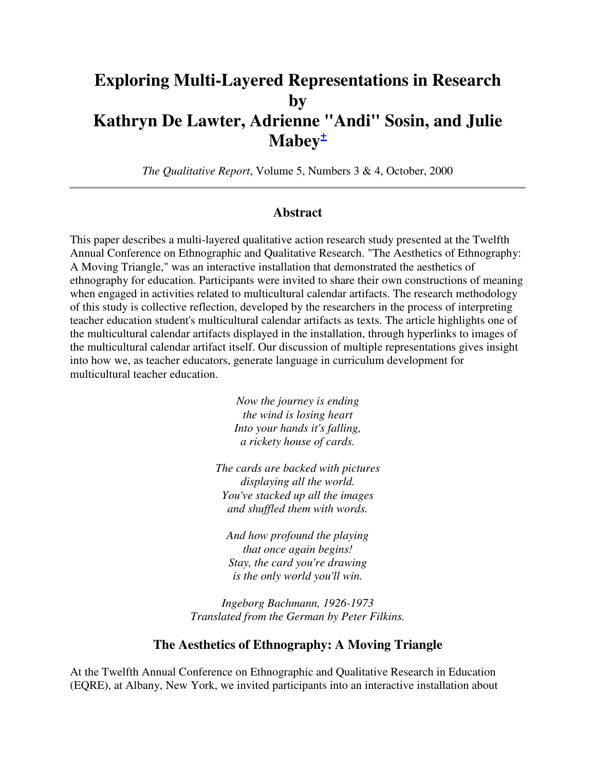# Exploring Multi-Layered Representations in Research by Kathryn De Lawter, Adrienne "Andi" Sosin, and Julie Mabey±

*The Qualitative Report*, Volume 5, Numbers 3 & 4, October, 2000

## Abstract

This paper describes a multi-layered qualitative action research study presented at the Twelfth Annual Conference on Ethnographic and Qualitative Research. "The Aesthetics of Ethnography: A Moving Triangle," was an interactive installation that demonstrated the aesthetics of ethnography for education. Participants were invited to share their own constructions of meaning when engaged in activities related to multicultural calendar artifacts. The research methodology of this study is collective reflection, developed by the researchers in the process of interpreting teacher education student's multicultural calendar artifacts as texts. The article highlights one of the multicultural calendar artifacts displayed in the installation, through hyperlinks to images of the multicultural calendar artifact itself. Our discussion of multiple representations gives insight into how we, as teacher educators, generate language in curriculum development for multicultural teacher education.

*Now the journey is ending*
*the wind is losing heart*
*Into your hands it's falling,*
*a rickety house of cards.*

*The cards are backed with pictures*
*displaying all the world.*
*You've stacked up all the images*
*and shuffled them with words.*

*And how profound the playing*
*that once again begins!*
*Stay, the card you're drawing*
*is the only world you'll win.*

*Ingeborg Bachmann, 1926-1973*
*Translated from the German by Peter Filkins.*

## The Aesthetics of Ethnography: A Moving Triangle

At the Twelfth Annual Conference on Ethnographic and Qualitative Research in Education (EQRE), at Albany, New York, we invited participants into an interactive installation about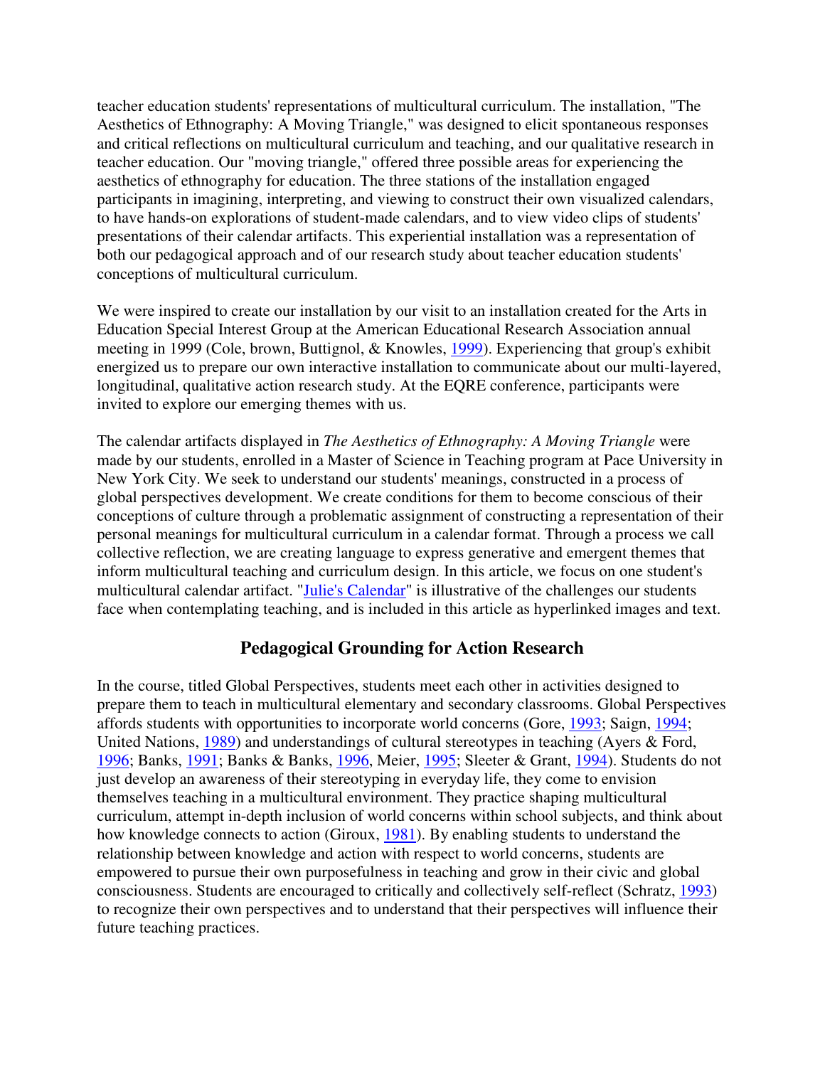teacher education students' representations of multicultural curriculum. The installation, "The Aesthetics of Ethnography: A Moving Triangle," was designed to elicit spontaneous responses and critical reflections on multicultural curriculum and teaching, and our qualitative research in teacher education. Our "moving triangle," offered three possible areas for experiencing the aesthetics of ethnography for education. The three stations of the installation engaged participants in imagining, interpreting, and viewing to construct their own visualized calendars, to have hands-on explorations of student-made calendars, and to view video clips of students' presentations of their calendar artifacts. This experiential installation was a representation of both our pedagogical approach and of our research study about teacher education students' conceptions of multicultural curriculum.

We were inspired to create our installation by our visit to an installation created for the Arts in Education Special Interest Group at the American Educational Research Association annual meeting in 1999 (Cole, brown, Buttignol, & Knowles, 1999). Experiencing that group's exhibit energized us to prepare our own interactive installation to communicate about our multi-layered, longitudinal, qualitative action research study. At the EQRE conference, participants were invited to explore our emerging themes with us.

The calendar artifacts displayed in *The Aesthetics of Ethnography: A Moving Triangle* were made by our students, enrolled in a Master of Science in Teaching program at Pace University in New York City. We seek to understand our students' meanings, constructed in a process of global perspectives development. We create conditions for them to become conscious of their conceptions of culture through a problematic assignment of constructing a representation of their personal meanings for multicultural curriculum in a calendar format. Through a process we call collective reflection, we are creating language to express generative and emergent themes that inform multicultural teaching and curriculum design. In this article, we focus on one student's multicultural calendar artifact. "Julie's Calendar" is illustrative of the challenges our students face when contemplating teaching, and is included in this article as hyperlinked images and text.

## Pedagogical Grounding for Action Research

In the course, titled Global Perspectives, students meet each other in activities designed to prepare them to teach in multicultural elementary and secondary classrooms. Global Perspectives affords students with opportunities to incorporate world concerns (Gore, 1993; Saign, 1994; United Nations, 1989) and understandings of cultural stereotypes in teaching (Ayers & Ford, 1996; Banks, 1991; Banks & Banks, 1996, Meier, 1995; Sleeter & Grant, 1994). Students do not just develop an awareness of their stereotyping in everyday life, they come to envision themselves teaching in a multicultural environment. They practice shaping multicultural curriculum, attempt in-depth inclusion of world concerns within school subjects, and think about how knowledge connects to action (Giroux, 1981). By enabling students to understand the relationship between knowledge and action with respect to world concerns, students are empowered to pursue their own purposefulness in teaching and grow in their civic and global consciousness. Students are encouraged to critically and collectively self-reflect (Schratz, 1993) to recognize their own perspectives and to understand that their perspectives will influence their future teaching practices.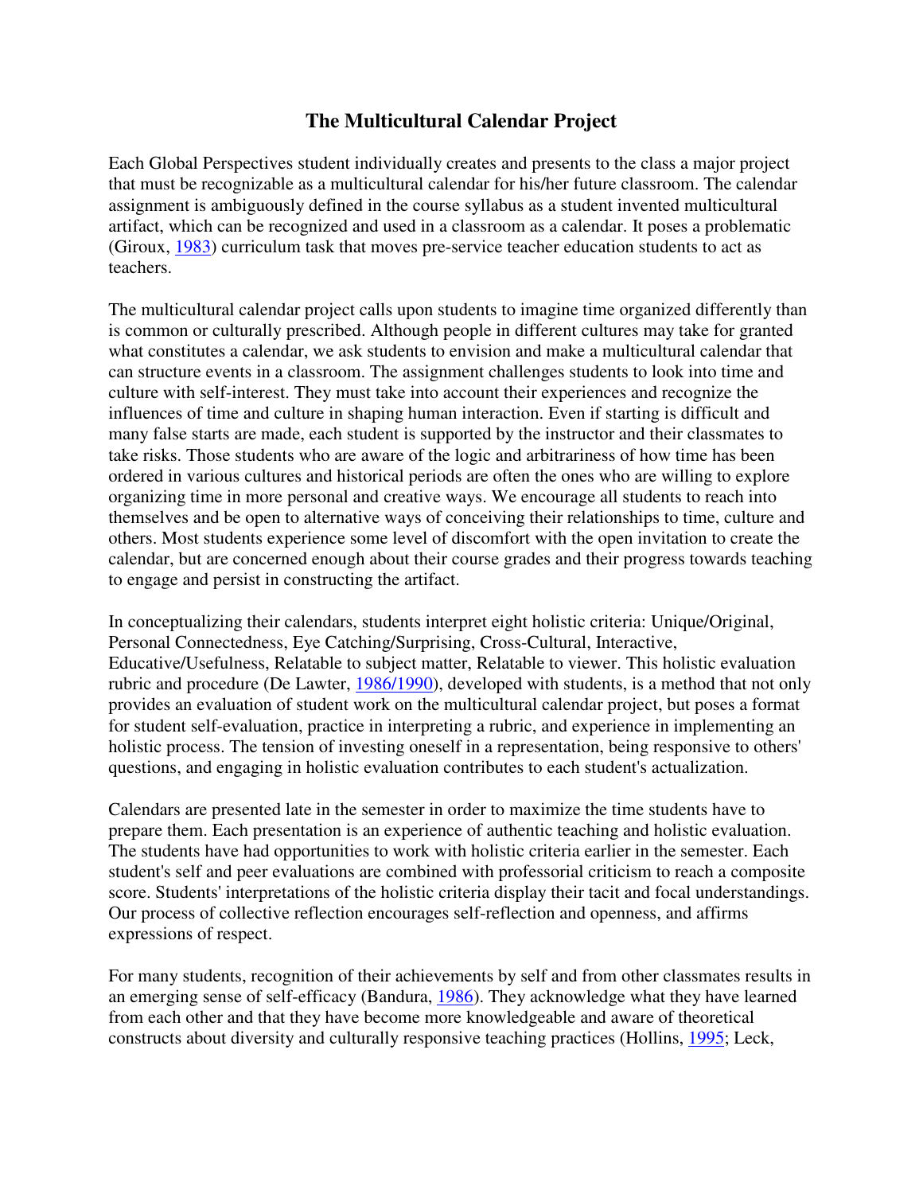## The Multicultural Calendar Project

Each Global Perspectives student individually creates and presents to the class a major project that must be recognizable as a multicultural calendar for his/her future classroom. The calendar assignment is ambiguously defined in the course syllabus as a student invented multicultural artifact, which can be recognized and used in a classroom as a calendar. It poses a problematic (Giroux, 1983) curriculum task that moves pre-service teacher education students to act as teachers.

The multicultural calendar project calls upon students to imagine time organized differently than is common or culturally prescribed. Although people in different cultures may take for granted what constitutes a calendar, we ask students to envision and make a multicultural calendar that can structure events in a classroom. The assignment challenges students to look into time and culture with self-interest. They must take into account their experiences and recognize the influences of time and culture in shaping human interaction. Even if starting is difficult and many false starts are made, each student is supported by the instructor and their classmates to take risks. Those students who are aware of the logic and arbitrariness of how time has been ordered in various cultures and historical periods are often the ones who are willing to explore organizing time in more personal and creative ways. We encourage all students to reach into themselves and be open to alternative ways of conceiving their relationships to time, culture and others. Most students experience some level of discomfort with the open invitation to create the calendar, but are concerned enough about their course grades and their progress towards teaching to engage and persist in constructing the artifact.

In conceptualizing their calendars, students interpret eight holistic criteria: Unique/Original, Personal Connectedness, Eye Catching/Surprising, Cross-Cultural, Interactive, Educative/Usefulness, Relatable to subject matter, Relatable to viewer. This holistic evaluation rubric and procedure (De Lawter, 1986/1990), developed with students, is a method that not only provides an evaluation of student work on the multicultural calendar project, but poses a format for student self-evaluation, practice in interpreting a rubric, and experience in implementing an holistic process. The tension of investing oneself in a representation, being responsive to others' questions, and engaging in holistic evaluation contributes to each student's actualization.

Calendars are presented late in the semester in order to maximize the time students have to prepare them. Each presentation is an experience of authentic teaching and holistic evaluation. The students have had opportunities to work with holistic criteria earlier in the semester. Each student's self and peer evaluations are combined with professorial criticism to reach a composite score. Students' interpretations of the holistic criteria display their tacit and focal understandings. Our process of collective reflection encourages self-reflection and openness, and affirms expressions of respect.

For many students, recognition of their achievements by self and from other classmates results in an emerging sense of self-efficacy (Bandura, 1986). They acknowledge what they have learned from each other and that they have become more knowledgeable and aware of theoretical constructs about diversity and culturally responsive teaching practices (Hollins, 1995; Leck,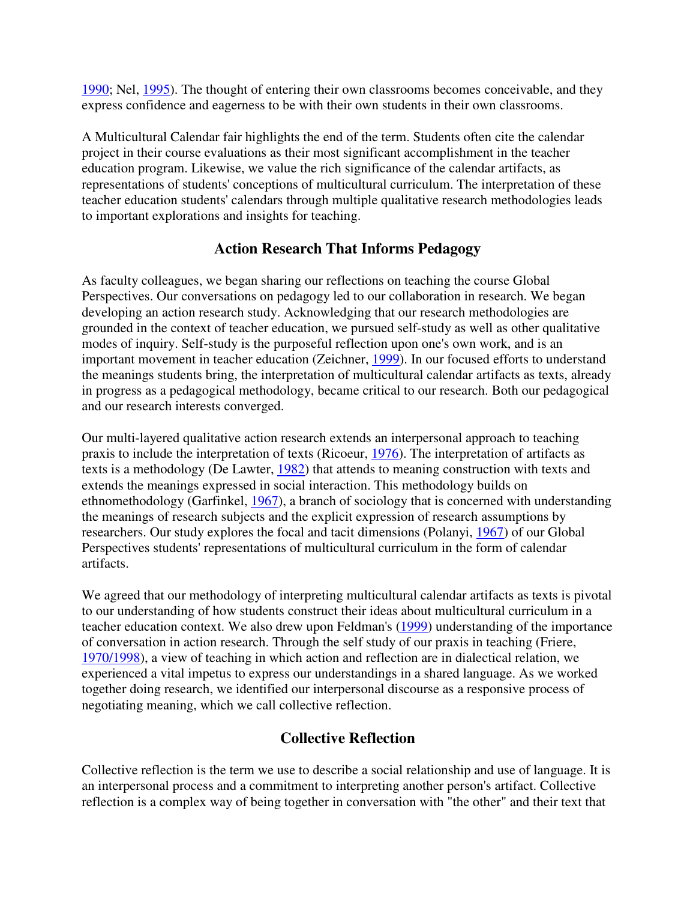1990; Nel, 1995). The thought of entering their own classrooms becomes conceivable, and they express confidence and eagerness to be with their own students in their own classrooms.

A Multicultural Calendar fair highlights the end of the term. Students often cite the calendar project in their course evaluations as their most significant accomplishment in the teacher education program. Likewise, we value the rich significance of the calendar artifacts, as representations of students' conceptions of multicultural curriculum. The interpretation of these teacher education students' calendars through multiple qualitative research methodologies leads to important explorations and insights for teaching.

## Action Research That Informs Pedagogy

As faculty colleagues, we began sharing our reflections on teaching the course Global Perspectives. Our conversations on pedagogy led to our collaboration in research. We began developing an action research study. Acknowledging that our research methodologies are grounded in the context of teacher education, we pursued self-study as well as other qualitative modes of inquiry. Self-study is the purposeful reflection upon one's own work, and is an important movement in teacher education (Zeichner, 1999). In our focused efforts to understand the meanings students bring, the interpretation of multicultural calendar artifacts as texts, already in progress as a pedagogical methodology, became critical to our research. Both our pedagogical and our research interests converged.

Our multi-layered qualitative action research extends an interpersonal approach to teaching praxis to include the interpretation of texts (Ricoeur, 1976). The interpretation of artifacts as texts is a methodology (De Lawter, 1982) that attends to meaning construction with texts and extends the meanings expressed in social interaction. This methodology builds on ethnomethodology (Garfinkel, 1967), a branch of sociology that is concerned with understanding the meanings of research subjects and the explicit expression of research assumptions by researchers. Our study explores the focal and tacit dimensions (Polanyi, 1967) of our Global Perspectives students' representations of multicultural curriculum in the form of calendar artifacts.

We agreed that our methodology of interpreting multicultural calendar artifacts as texts is pivotal to our understanding of how students construct their ideas about multicultural curriculum in a teacher education context. We also drew upon Feldman's (1999) understanding of the importance of conversation in action research. Through the self study of our praxis in teaching (Friere, 1970/1998), a view of teaching in which action and reflection are in dialectical relation, we experienced a vital impetus to express our understandings in a shared language. As we worked together doing research, we identified our interpersonal discourse as a responsive process of negotiating meaning, which we call collective reflection.

## Collective Reflection

Collective reflection is the term we use to describe a social relationship and use of language. It is an interpersonal process and a commitment to interpreting another person's artifact. Collective reflection is a complex way of being together in conversation with "the other" and their text that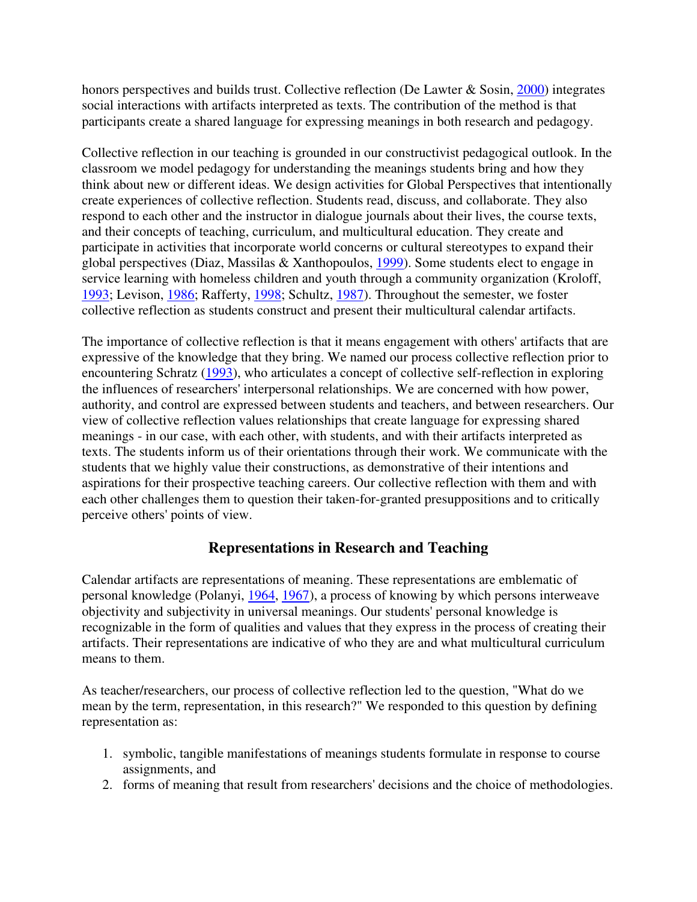honors perspectives and builds trust. Collective reflection (De Lawter & Sosin, 2000) integrates social interactions with artifacts interpreted as texts. The contribution of the method is that participants create a shared language for expressing meanings in both research and pedagogy.

Collective reflection in our teaching is grounded in our constructivist pedagogical outlook. In the classroom we model pedagogy for understanding the meanings students bring and how they think about new or different ideas. We design activities for Global Perspectives that intentionally create experiences of collective reflection. Students read, discuss, and collaborate. They also respond to each other and the instructor in dialogue journals about their lives, the course texts, and their concepts of teaching, curriculum, and multicultural education. They create and participate in activities that incorporate world concerns or cultural stereotypes to expand their global perspectives (Diaz, Massilas & Xanthopoulos, 1999). Some students elect to engage in service learning with homeless children and youth through a community organization (Kroloff, 1993; Levison, 1986; Rafferty, 1998; Schultz, 1987). Throughout the semester, we foster collective reflection as students construct and present their multicultural calendar artifacts.

The importance of collective reflection is that it means engagement with others' artifacts that are expressive of the knowledge that they bring. We named our process collective reflection prior to encountering Schratz (1993), who articulates a concept of collective self-reflection in exploring the influences of researchers' interpersonal relationships. We are concerned with how power, authority, and control are expressed between students and teachers, and between researchers. Our view of collective reflection values relationships that create language for expressing shared meanings - in our case, with each other, with students, and with their artifacts interpreted as texts. The students inform us of their orientations through their work. We communicate with the students that we highly value their constructions, as demonstrative of their intentions and aspirations for their prospective teaching careers. Our collective reflection with them and with each other challenges them to question their taken-for-granted presuppositions and to critically perceive others' points of view.

## Representations in Research and Teaching

Calendar artifacts are representations of meaning. These representations are emblematic of personal knowledge (Polanyi, 1964, 1967), a process of knowing by which persons interweave objectivity and subjectivity in universal meanings. Our students' personal knowledge is recognizable in the form of qualities and values that they express in the process of creating their artifacts. Their representations are indicative of who they are and what multicultural curriculum means to them.

As teacher/researchers, our process of collective reflection led to the question, "What do we mean by the term, representation, in this research?" We responded to this question by defining representation as:

1. symbolic, tangible manifestations of meanings students formulate in response to course assignments, and
2. forms of meaning that result from researchers' decisions and the choice of methodologies.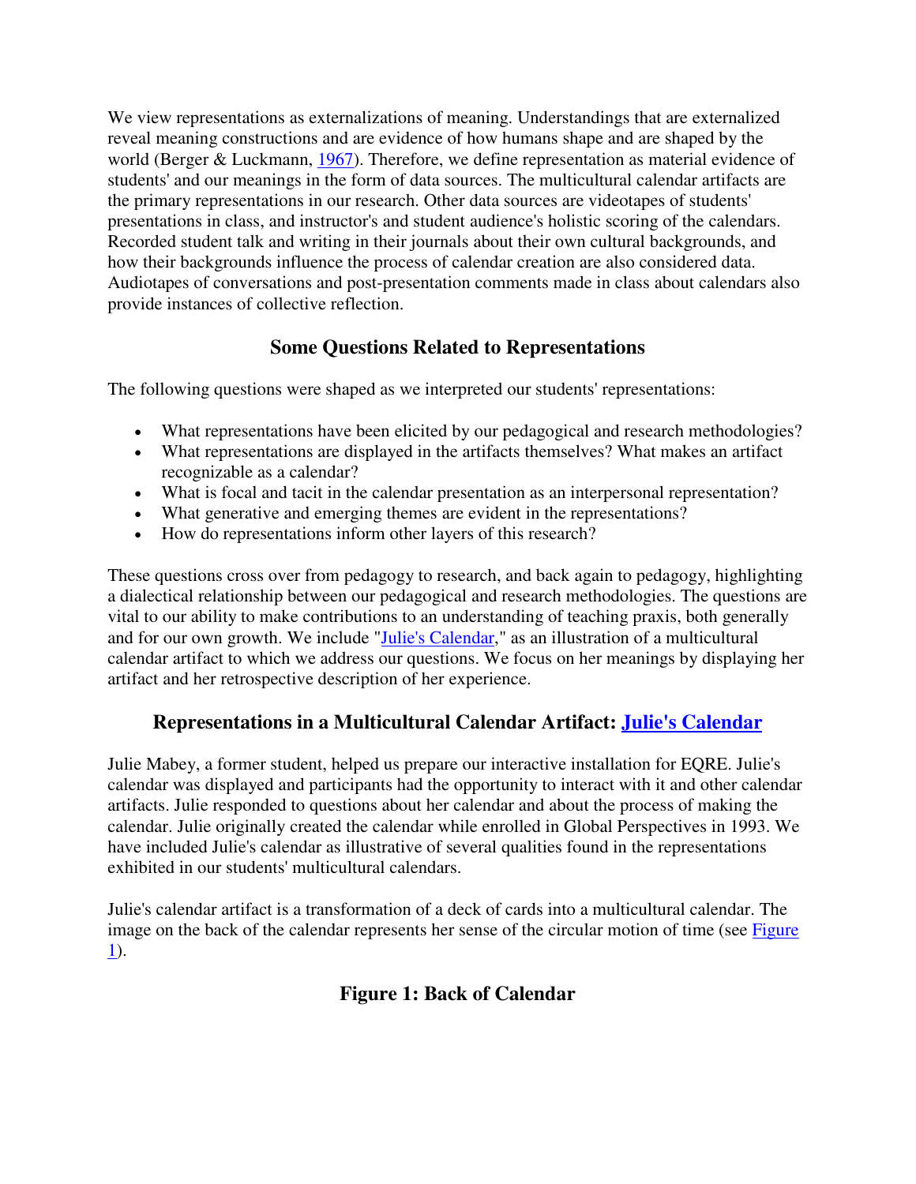We view representations as externalizations of meaning. Understandings that are externalized reveal meaning constructions and are evidence of how humans shape and are shaped by the world (Berger & Luckmann, 1967). Therefore, we define representation as material evidence of students' and our meanings in the form of data sources. The multicultural calendar artifacts are the primary representations in our research. Other data sources are videotapes of students' presentations in class, and instructor's and student audience's holistic scoring of the calendars. Recorded student talk and writing in their journals about their own cultural backgrounds, and how their backgrounds influence the process of calendar creation are also considered data. Audiotapes of conversations and post-presentation comments made in class about calendars also provide instances of collective reflection.

## Some Questions Related to Representations

The following questions were shaped as we interpreted our students' representations:

- What representations have been elicited by our pedagogical and research methodologies?
- What representations are displayed in the artifacts themselves? What makes an artifact recognizable as a calendar?
- What is focal and tacit in the calendar presentation as an interpersonal representation?
- What generative and emerging themes are evident in the representations?
- How do representations inform other layers of this research?

These questions cross over from pedagogy to research, and back again to pedagogy, highlighting a dialectical relationship between our pedagogical and research methodologies. The questions are vital to our ability to make contributions to an understanding of teaching praxis, both generally and for our own growth. We include "Julie's Calendar," as an illustration of a multicultural calendar artifact to which we address our questions. We focus on her meanings by displaying her artifact and her retrospective description of her experience.

## Representations in a Multicultural Calendar Artifact: Julie's Calendar

Julie Mabey, a former student, helped us prepare our interactive installation for EQRE. Julie's calendar was displayed and participants had the opportunity to interact with it and other calendar artifacts. Julie responded to questions about her calendar and about the process of making the calendar. Julie originally created the calendar while enrolled in Global Perspectives in 1993. We have included Julie's calendar as illustrative of several qualities found in the representations exhibited in our students' multicultural calendars.

Julie's calendar artifact is a transformation of a deck of cards into a multicultural calendar. The image on the back of the calendar represents her sense of the circular motion of time (see Figure 1).

## Figure 1: Back of Calendar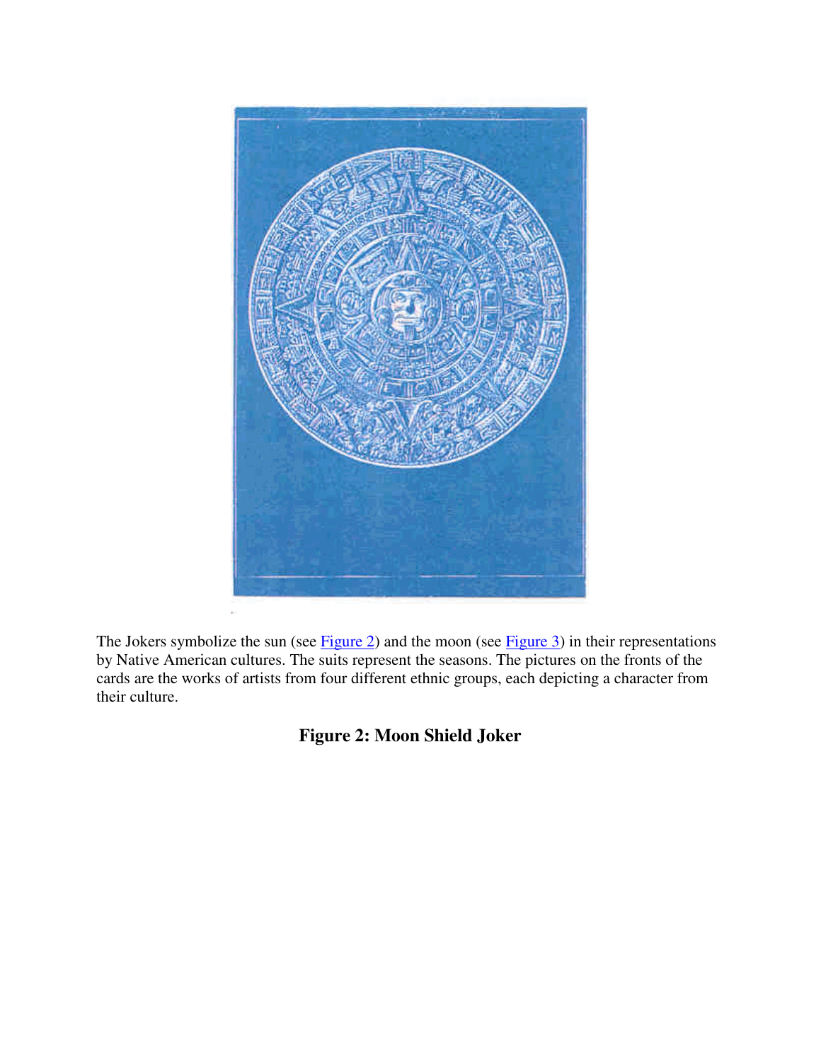The Jokers symbolize the sun (see [Figure 2](#)) and the moon (see [Figure 3](#)) in their representations by Native American cultures. The suits represent the seasons. The pictures on the fronts of the cards are the works of artists from four different ethnic groups, each depicting a character from their culture.

**Figure 2: Moon Shield Joker**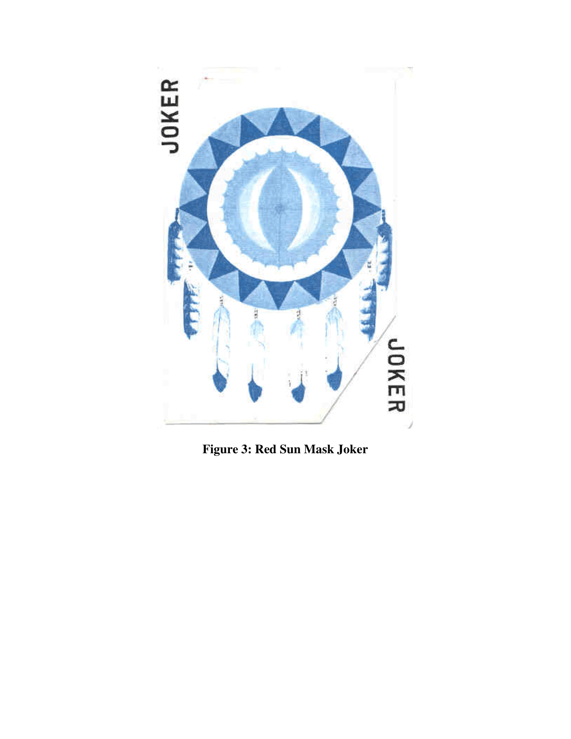**Figure 3: Red Sun Mask Joker**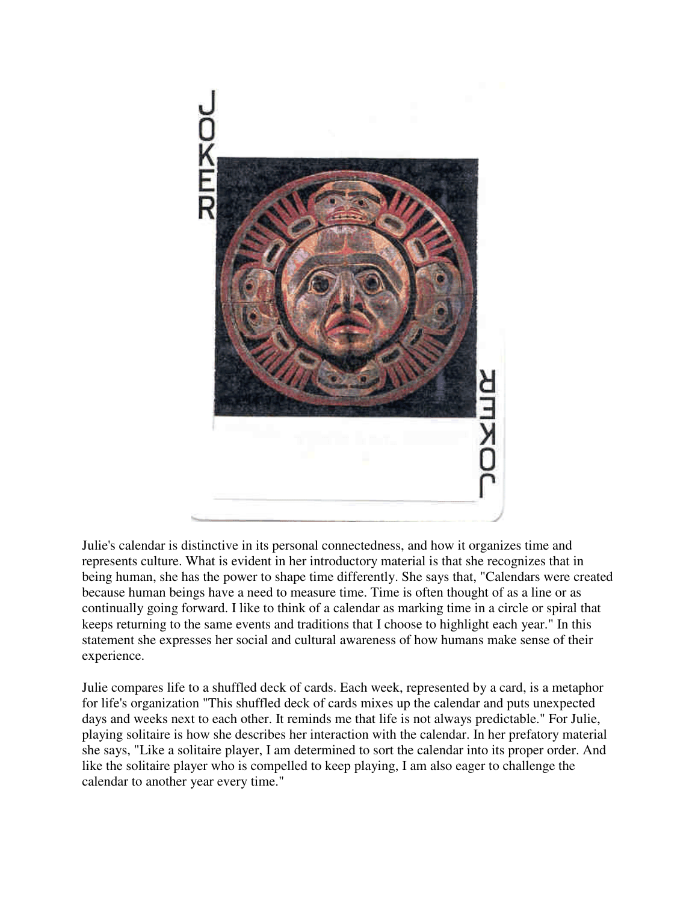Julie's calendar is distinctive in its personal connectedness, and how it organizes time and represents culture. What is evident in her introductory material is that she recognizes that in being human, she has the power to shape time differently. She says that, "Calendars were created because human beings have a need to measure time. Time is often thought of as a line or as continually going forward. I like to think of a calendar as marking time in a circle or spiral that keeps returning to the same events and traditions that I choose to highlight each year." In this statement she expresses her social and cultural awareness of how humans make sense of their experience.

Julie compares life to a shuffled deck of cards. Each week, represented by a card, is a metaphor for life's organization "This shuffled deck of cards mixes up the calendar and puts unexpected days and weeks next to each other. It reminds me that life is not always predictable." For Julie, playing solitaire is how she describes her interaction with the calendar. In her prefatory material she says, "Like a solitaire player, I am determined to sort the calendar into its proper order. And like the solitaire player who is compelled to keep playing, I am also eager to challenge the calendar to another year every time."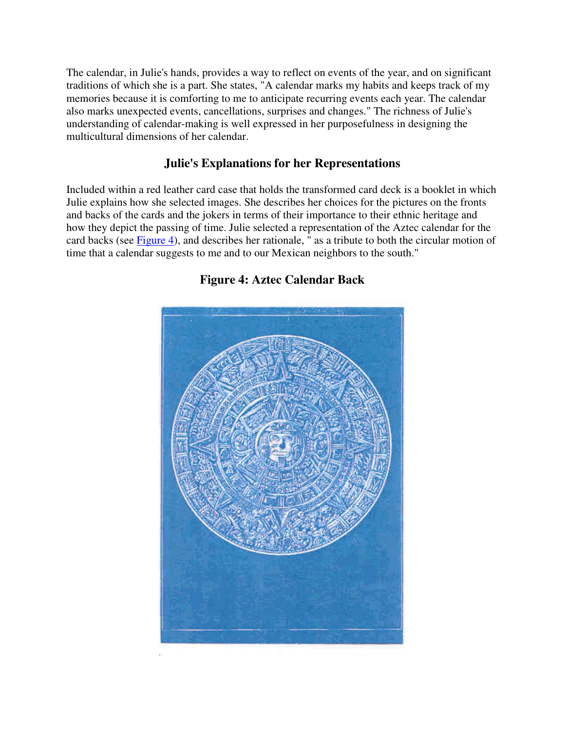The calendar, in Julie's hands, provides a way to reflect on events of the year, and on significant traditions of which she is a part. She states, "A calendar marks my habits and keeps track of my memories because it is comforting to me to anticipate recurring events each year. The calendar also marks unexpected events, cancellations, surprises and changes." The richness of Julie's understanding of calendar-making is well expressed in her purposefulness in designing the multicultural dimensions of her calendar.

## Julie's Explanations for her Representations

Included within a red leather card case that holds the transformed card deck is a booklet in which Julie explains how she selected images. She describes her choices for the pictures on the fronts and backs of the cards and the jokers in terms of their importance to their ethnic heritage and how they depict the passing of time. Julie selected a representation of the Aztec calendar for the card backs (see Figure 4), and describes her rationale, " as a tribute to both the circular motion of time that a calendar suggests to me and to our Mexican neighbors to the south."

### Figure 4: Aztec Calendar Back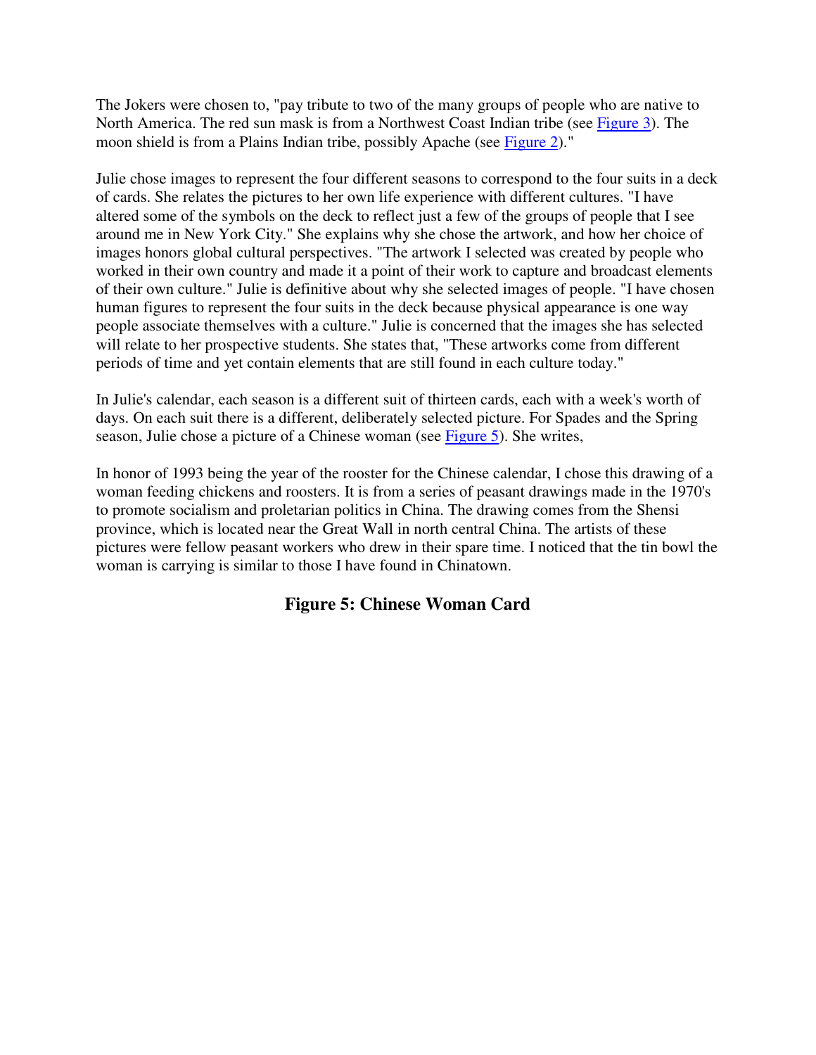The Jokers were chosen to, "pay tribute to two of the many groups of people who are native to North America. The red sun mask is from a Northwest Coast Indian tribe (see Figure 3). The moon shield is from a Plains Indian tribe, possibly Apache (see Figure 2)."

Julie chose images to represent the four different seasons to correspond to the four suits in a deck of cards. She relates the pictures to her own life experience with different cultures. "I have altered some of the symbols on the deck to reflect just a few of the groups of people that I see around me in New York City." She explains why she chose the artwork, and how her choice of images honors global cultural perspectives. "The artwork I selected was created by people who worked in their own country and made it a point of their work to capture and broadcast elements of their own culture." Julie is definitive about why she selected images of people. "I have chosen human figures to represent the four suits in the deck because physical appearance is one way people associate themselves with a culture." Julie is concerned that the images she has selected will relate to her prospective students. She states that, "These artworks come from different periods of time and yet contain elements that are still found in each culture today."

In Julie's calendar, each season is a different suit of thirteen cards, each with a week's worth of days. On each suit there is a different, deliberately selected picture. For Spades and the Spring season, Julie chose a picture of a Chinese woman (see Figure 5). She writes,

In honor of 1993 being the year of the rooster for the Chinese calendar, I chose this drawing of a woman feeding chickens and roosters. It is from a series of peasant drawings made in the 1970's to promote socialism and proletarian politics in China. The drawing comes from the Shensi province, which is located near the Great Wall in north central China. The artists of these pictures were fellow peasant workers who drew in their spare time. I noticed that the tin bowl the woman is carrying is similar to those I have found in Chinatown.

### Figure 5: Chinese Woman Card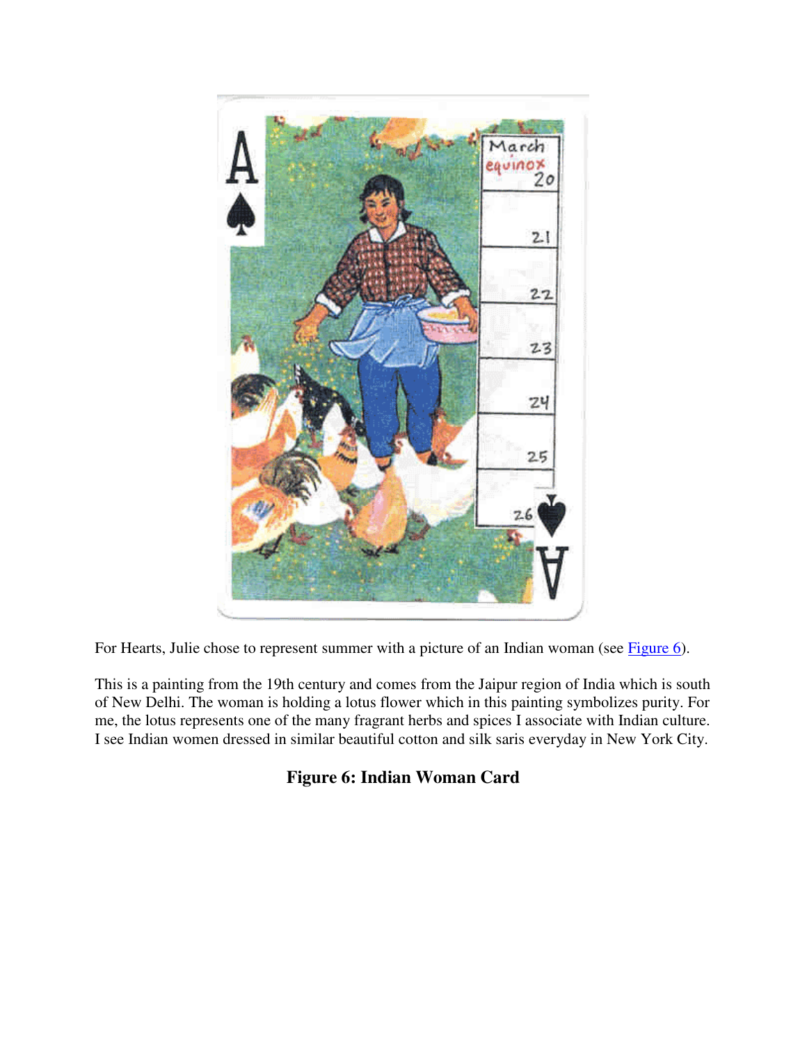For Hearts, Julie chose to represent summer with a picture of an Indian woman (see Figure 6).

This is a painting from the 19th century and comes from the Jaipur region of India which is south of New Delhi. The woman is holding a lotus flower which in this painting symbolizes purity. For me, the lotus represents one of the many fragrant herbs and spices I associate with Indian culture. I see Indian women dressed in similar beautiful cotton and silk saris everyday in New York City.

**Figure 6: Indian Woman Card**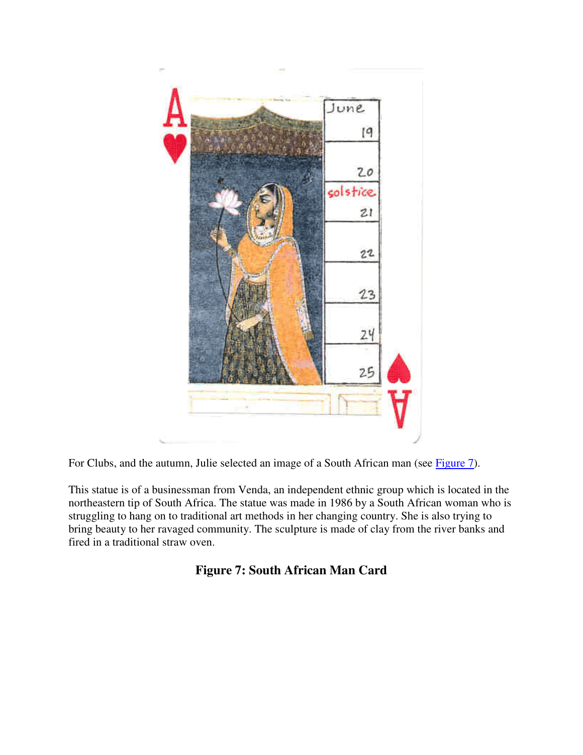For Clubs, and the autumn, Julie selected an image of a South African man (see Figure 7).

This statue is of a businessman from Venda, an independent ethnic group which is located in the northeastern tip of South Africa. The statue was made in 1986 by a South African woman who is struggling to hang on to traditional art methods in her changing country. She is also trying to bring beauty to her ravaged community. The sculpture is made of clay from the river banks and fired in a traditional straw oven.

**Figure 7: South African Man Card**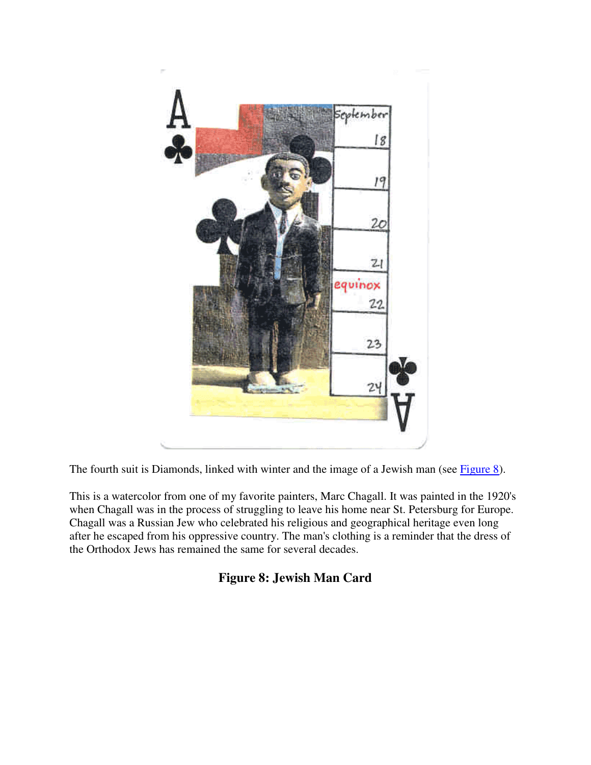The fourth suit is Diamonds, linked with winter and the image of a Jewish man (see Figure 8).

This is a watercolor from one of my favorite painters, Marc Chagall. It was painted in the 1920's when Chagall was in the process of struggling to leave his home near St. Petersburg for Europe. Chagall was a Russian Jew who celebrated his religious and geographical heritage even long after he escaped from his oppressive country. The man's clothing is a reminder that the dress of the Orthodox Jews has remained the same for several decades.

**Figure 8: Jewish Man Card**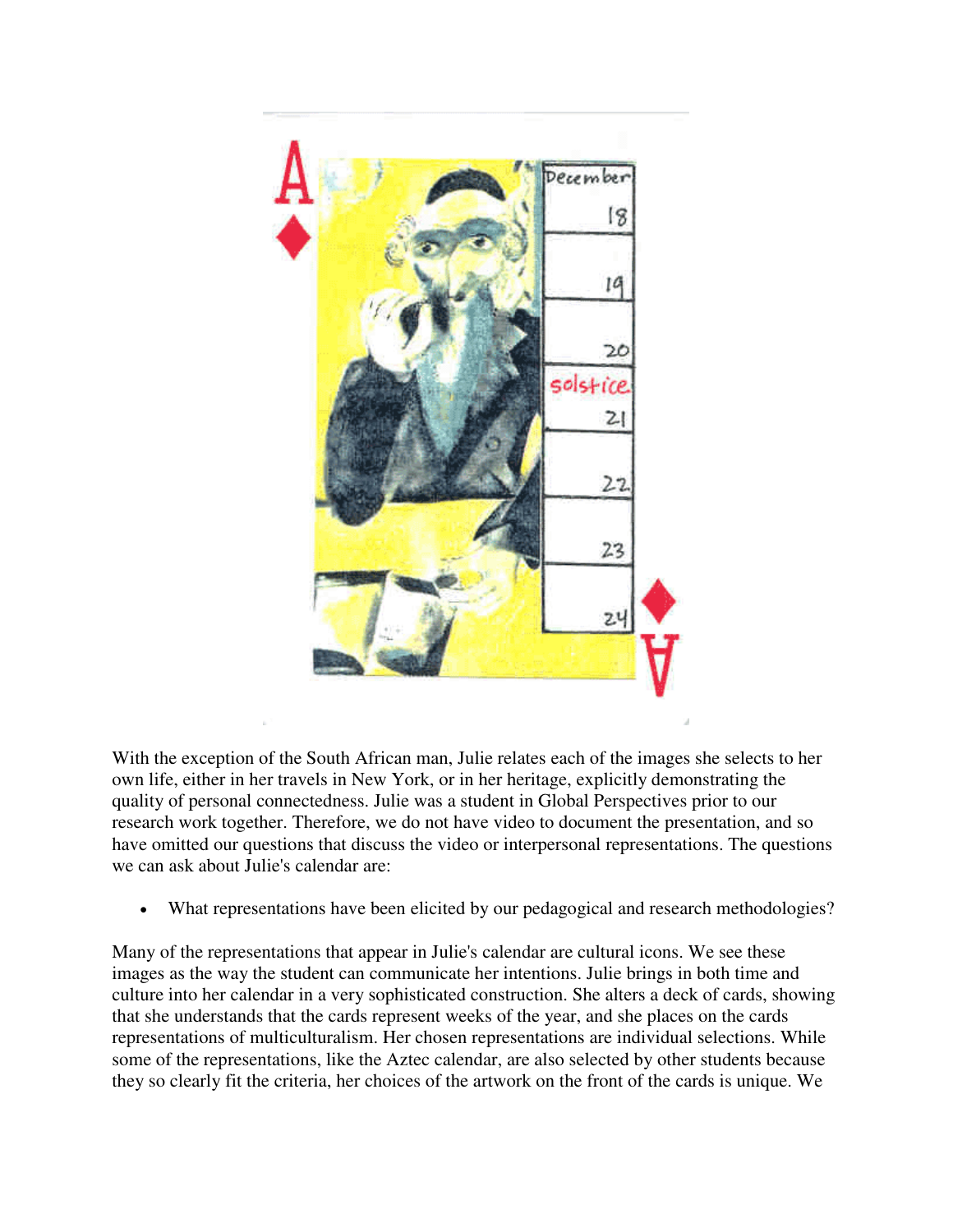With the exception of the South African man, Julie relates each of the images she selects to her own life, either in her travels in New York, or in her heritage, explicitly demonstrating the quality of personal connectedness. Julie was a student in Global Perspectives prior to our research work together. Therefore, we do not have video to document the presentation, and so have omitted our questions that discuss the video or interpersonal representations. The questions we can ask about Julie's calendar are:

- What representations have been elicited by our pedagogical and research methodologies?

Many of the representations that appear in Julie's calendar are cultural icons. We see these images as the way the student can communicate her intentions. Julie brings in both time and culture into her calendar in a very sophisticated construction. She alters a deck of cards, showing that she understands that the cards represent weeks of the year, and she places on the cards representations of multiculturalism. Her chosen representations are individual selections. While some of the representations, like the Aztec calendar, are also selected by other students because they so clearly fit the criteria, her choices of the artwork on the front of the cards is unique. We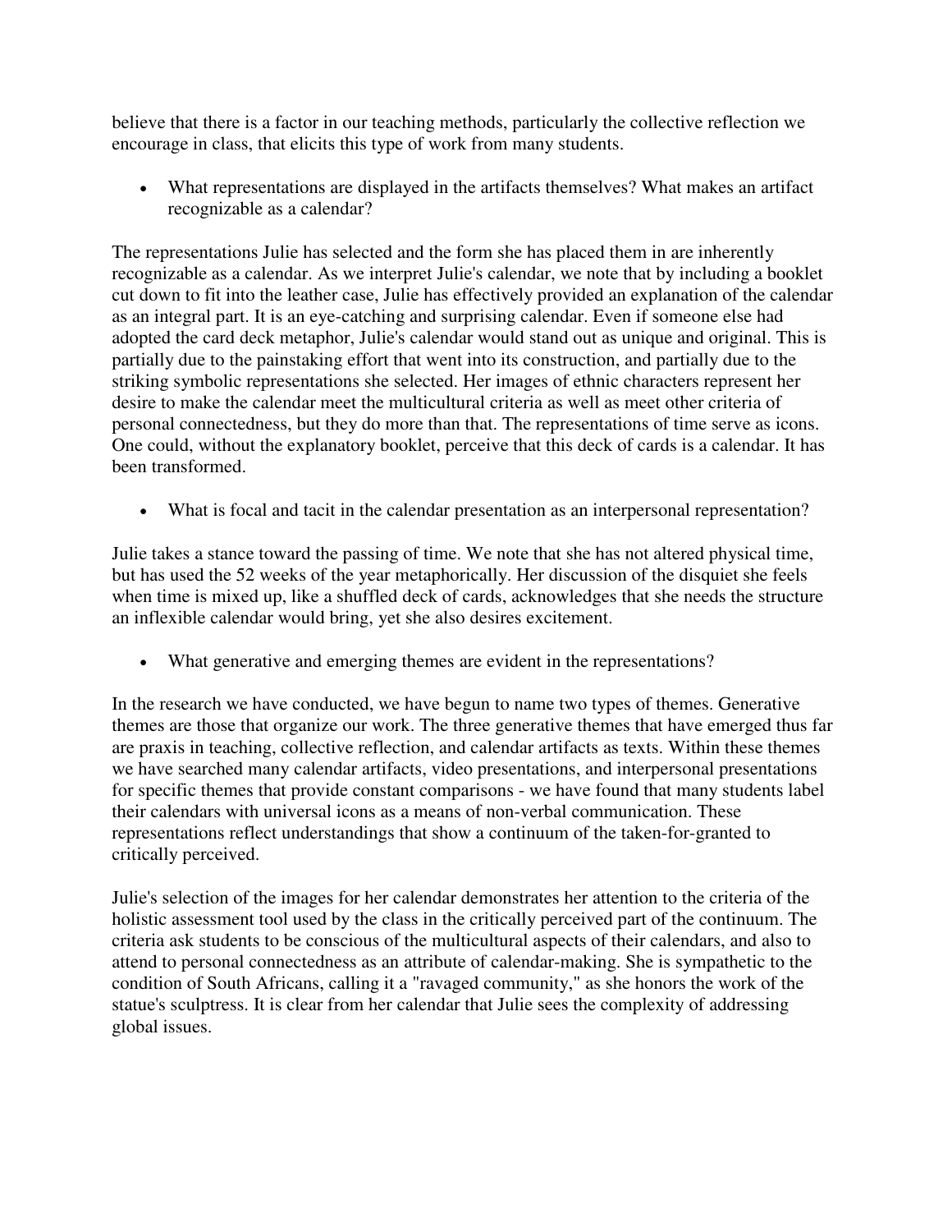believe that there is a factor in our teaching methods, particularly the collective reflection we encourage in class, that elicits this type of work from many students.

- What representations are displayed in the artifacts themselves? What makes an artifact recognizable as a calendar?

The representations Julie has selected and the form she has placed them in are inherently recognizable as a calendar. As we interpret Julie's calendar, we note that by including a booklet cut down to fit into the leather case, Julie has effectively provided an explanation of the calendar as an integral part. It is an eye-catching and surprising calendar. Even if someone else had adopted the card deck metaphor, Julie's calendar would stand out as unique and original. This is partially due to the painstaking effort that went into its construction, and partially due to the striking symbolic representations she selected. Her images of ethnic characters represent her desire to make the calendar meet the multicultural criteria as well as meet other criteria of personal connectedness, but they do more than that. The representations of time serve as icons. One could, without the explanatory booklet, perceive that this deck of cards is a calendar. It has been transformed.

- What is focal and tacit in the calendar presentation as an interpersonal representation?

Julie takes a stance toward the passing of time. We note that she has not altered physical time, but has used the 52 weeks of the year metaphorically. Her discussion of the disquiet she feels when time is mixed up, like a shuffled deck of cards, acknowledges that she needs the structure an inflexible calendar would bring, yet she also desires excitement.

- What generative and emerging themes are evident in the representations?

In the research we have conducted, we have begun to name two types of themes. Generative themes are those that organize our work. The three generative themes that have emerged thus far are praxis in teaching, collective reflection, and calendar artifacts as texts. Within these themes we have searched many calendar artifacts, video presentations, and interpersonal presentations for specific themes that provide constant comparisons - we have found that many students label their calendars with universal icons as a means of non-verbal communication. These representations reflect understandings that show a continuum of the taken-for-granted to critically perceived.

Julie's selection of the images for her calendar demonstrates her attention to the criteria of the holistic assessment tool used by the class in the critically perceived part of the continuum. The criteria ask students to be conscious of the multicultural aspects of their calendars, and also to attend to personal connectedness as an attribute of calendar-making. She is sympathetic to the condition of South Africans, calling it a "ravaged community," as she honors the work of the statue's sculptress. It is clear from her calendar that Julie sees the complexity of addressing global issues.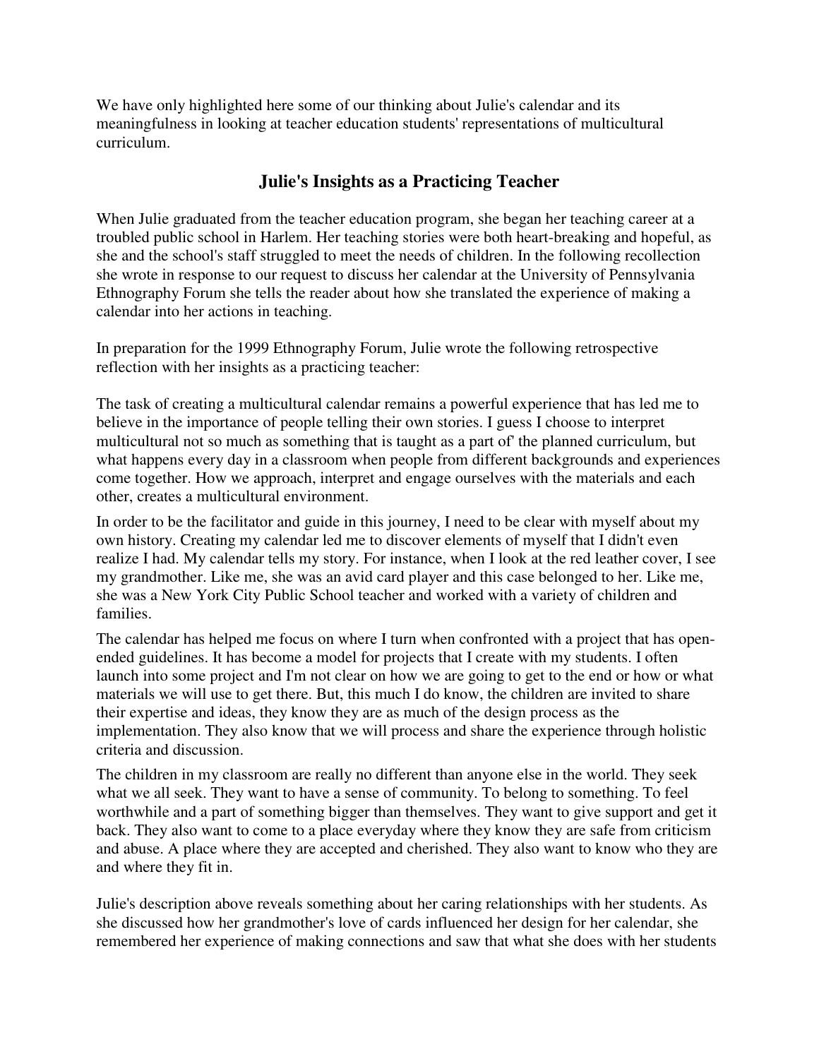We have only highlighted here some of our thinking about Julie's calendar and its meaningfulness in looking at teacher education students' representations of multicultural curriculum.

## Julie's Insights as a Practicing Teacher

When Julie graduated from the teacher education program, she began her teaching career at a troubled public school in Harlem. Her teaching stories were both heart-breaking and hopeful, as she and the school's staff struggled to meet the needs of children. In the following recollection she wrote in response to our request to discuss her calendar at the University of Pennsylvania Ethnography Forum she tells the reader about how she translated the experience of making a calendar into her actions in teaching.

In preparation for the 1999 Ethnography Forum, Julie wrote the following retrospective reflection with her insights as a practicing teacher:

The task of creating a multicultural calendar remains a powerful experience that has led me to believe in the importance of people telling their own stories. I guess I choose to interpret multicultural not so much as something that is taught as a part of' the planned curriculum, but what happens every day in a classroom when people from different backgrounds and experiences come together. How we approach, interpret and engage ourselves with the materials and each other, creates a multicultural environment.

In order to be the facilitator and guide in this journey, I need to be clear with myself about my own history. Creating my calendar led me to discover elements of myself that I didn't even realize I had. My calendar tells my story. For instance, when I look at the red leather cover, I see my grandmother. Like me, she was an avid card player and this case belonged to her. Like me, she was a New York City Public School teacher and worked with a variety of children and families.

The calendar has helped me focus on where I turn when confronted with a project that has open-ended guidelines. It has become a model for projects that I create with my students. I often launch into some project and I'm not clear on how we are going to get to the end or how or what materials we will use to get there. But, this much I do know, the children are invited to share their expertise and ideas, they know they are as much of the design process as the implementation. They also know that we will process and share the experience through holistic criteria and discussion.

The children in my classroom are really no different than anyone else in the world. They seek what we all seek. They want to have a sense of community. To belong to something. To feel worthwhile and a part of something bigger than themselves. They want to give support and get it back. They also want to come to a place everyday where they know they are safe from criticism and abuse. A place where they are accepted and cherished. They also want to know who they are and where they fit in.

Julie's description above reveals something about her caring relationships with her students. As she discussed how her grandmother's love of cards influenced her design for her calendar, she remembered her experience of making connections and saw that what she does with her students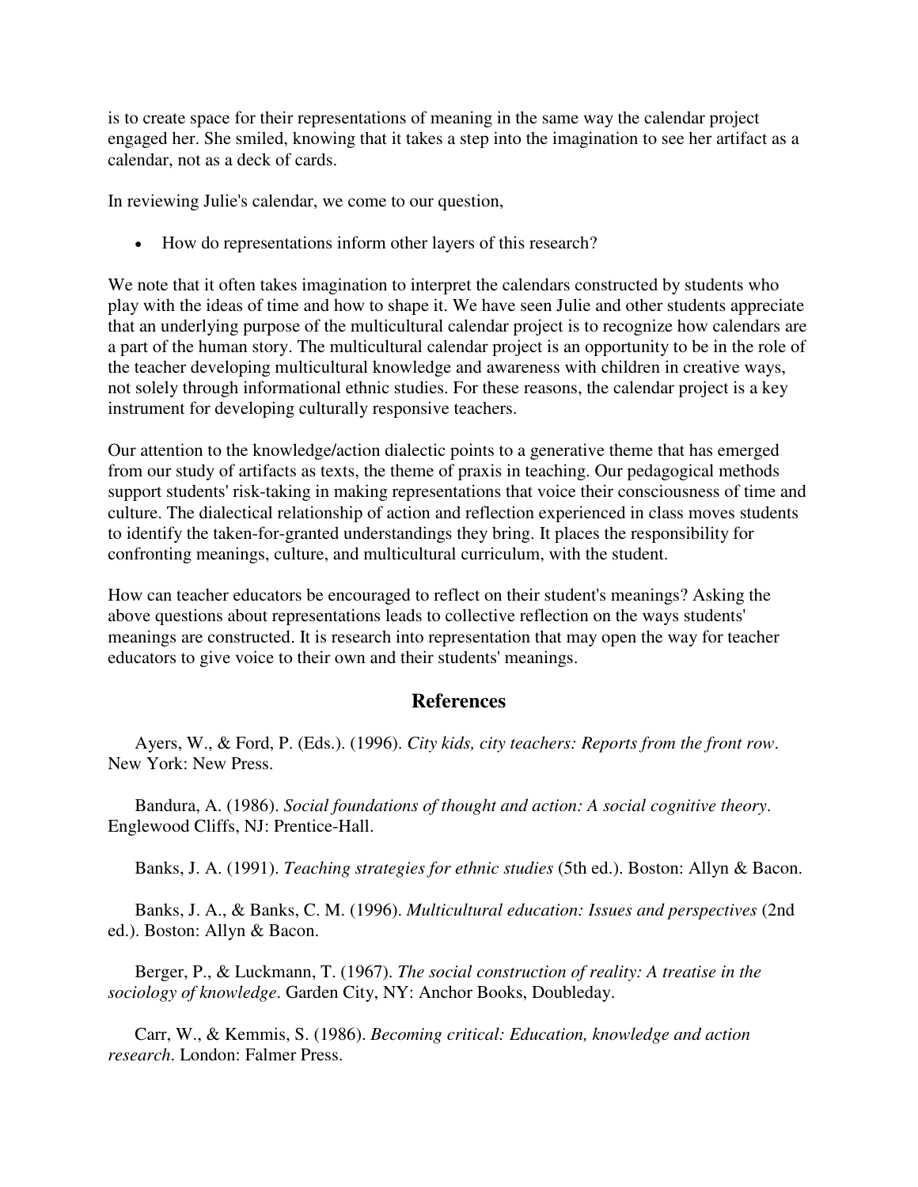is to create space for their representations of meaning in the same way the calendar project engaged her. She smiled, knowing that it takes a step into the imagination to see her artifact as a calendar, not as a deck of cards.

In reviewing Julie's calendar, we come to our question,

- How do representations inform other layers of this research?

We note that it often takes imagination to interpret the calendars constructed by students who play with the ideas of time and how to shape it. We have seen Julie and other students appreciate that an underlying purpose of the multicultural calendar project is to recognize how calendars are a part of the human story. The multicultural calendar project is an opportunity to be in the role of the teacher developing multicultural knowledge and awareness with children in creative ways, not solely through informational ethnic studies. For these reasons, the calendar project is a key instrument for developing culturally responsive teachers.

Our attention to the knowledge/action dialectic points to a generative theme that has emerged from our study of artifacts as texts, the theme of praxis in teaching. Our pedagogical methods support students' risk-taking in making representations that voice their consciousness of time and culture. The dialectical relationship of action and reflection experienced in class moves students to identify the taken-for-granted understandings they bring. It places the responsibility for confronting meanings, culture, and multicultural curriculum, with the student.

How can teacher educators be encouraged to reflect on their student's meanings? Asking the above questions about representations leads to collective reflection on the ways students' meanings are constructed. It is research into representation that may open the way for teacher educators to give voice to their own and their students' meanings.

## References

Ayers, W., & Ford, P. (Eds.). (1996). *City kids, city teachers: Reports from the front row*. New York: New Press.

Bandura, A. (1986). *Social foundations of thought and action: A social cognitive theory*. Englewood Cliffs, NJ: Prentice-Hall.

Banks, J. A. (1991). *Teaching strategies for ethnic studies* (5th ed.). Boston: Allyn & Bacon.

Banks, J. A., & Banks, C. M. (1996). *Multicultural education: Issues and perspectives* (2nd ed.). Boston: Allyn & Bacon.

Berger, P., & Luckmann, T. (1967). *The social construction of reality: A treatise in the sociology of knowledge*. Garden City, NY: Anchor Books, Doubleday.

Carr, W., & Kemmis, S. (1986). *Becoming critical: Education, knowledge and action research*. London: Falmer Press.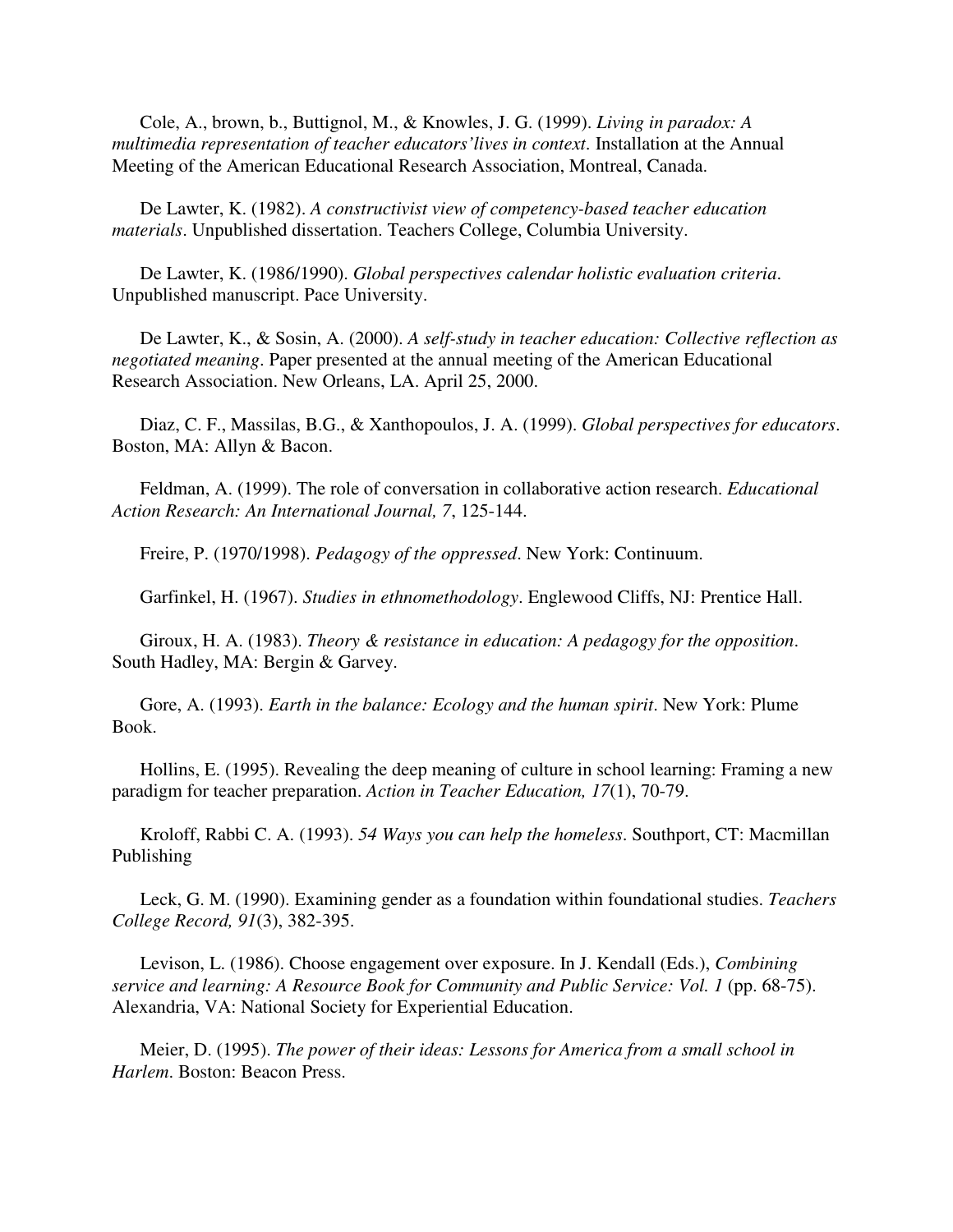Cole, A., brown, b., Buttignol, M., & Knowles, J. G. (1999). *Living in paradox: A multimedia representation of teacher educators'lives in context*. Installation at the Annual Meeting of the American Educational Research Association, Montreal, Canada.

De Lawter, K. (1982). *A constructivist view of competency-based teacher education materials*. Unpublished dissertation. Teachers College, Columbia University.

De Lawter, K. (1986/1990). *Global perspectives calendar holistic evaluation criteria*. Unpublished manuscript. Pace University.

De Lawter, K., & Sosin, A. (2000). *A self-study in teacher education: Collective reflection as negotiated meaning*. Paper presented at the annual meeting of the American Educational Research Association. New Orleans, LA. April 25, 2000.

Diaz, C. F., Massilas, B.G., & Xanthopoulos, J. A. (1999). *Global perspectives for educators*. Boston, MA: Allyn & Bacon.

Feldman, A. (1999). The role of conversation in collaborative action research. *Educational Action Research: An International Journal, 7*, 125-144.

Freire, P. (1970/1998). *Pedagogy of the oppressed*. New York: Continuum.

Garfinkel, H. (1967). *Studies in ethnomethodology*. Englewood Cliffs, NJ: Prentice Hall.

Giroux, H. A. (1983). *Theory & resistance in education: A pedagogy for the opposition*. South Hadley, MA: Bergin & Garvey.

Gore, A. (1993). *Earth in the balance: Ecology and the human spirit*. New York: Plume Book.

Hollins, E. (1995). Revealing the deep meaning of culture in school learning: Framing a new paradigm for teacher preparation. *Action in Teacher Education, 17*(1), 70-79.

Kroloff, Rabbi C. A. (1993). *54 Ways you can help the homeless*. Southport, CT: Macmillan Publishing

Leck, G. M. (1990). Examining gender as a foundation within foundational studies. *Teachers College Record, 91*(3), 382-395.

Levison, L. (1986). Choose engagement over exposure. In J. Kendall (Eds.), *Combining service and learning: A Resource Book for Community and Public Service: Vol. 1* (pp. 68-75). Alexandria, VA: National Society for Experiential Education.

Meier, D. (1995). *The power of their ideas: Lessons for America from a small school in Harlem*. Boston: Beacon Press.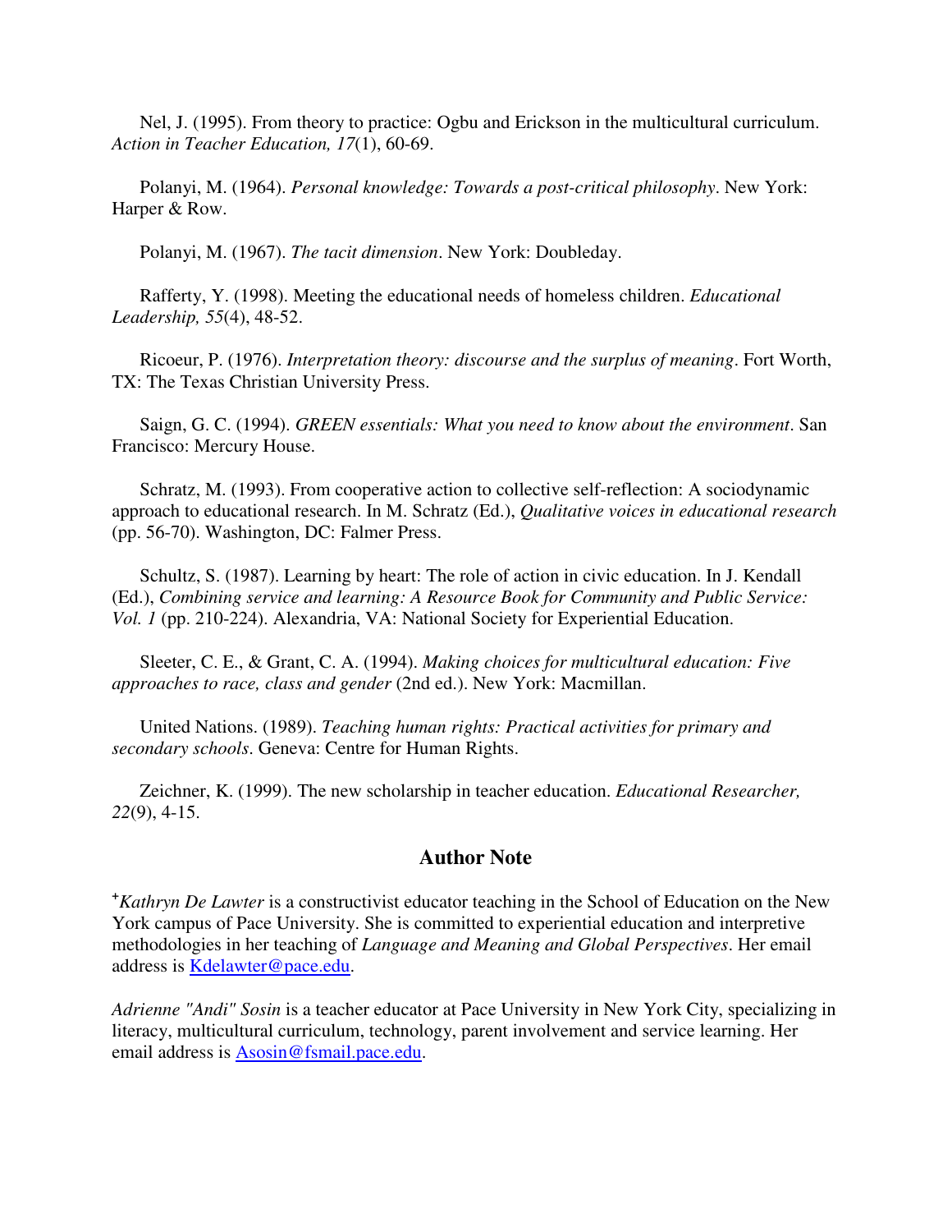Nel, J. (1995). From theory to practice: Ogbu and Erickson in the multicultural curriculum. *Action in Teacher Education, 17*(1), 60-69.

Polanyi, M. (1964). *Personal knowledge: Towards a post-critical philosophy*. New York: Harper & Row.

Polanyi, M. (1967). *The tacit dimension*. New York: Doubleday.

Rafferty, Y. (1998). Meeting the educational needs of homeless children. *Educational Leadership, 55*(4), 48-52.

Ricoeur, P. (1976). *Interpretation theory: discourse and the surplus of meaning*. Fort Worth, TX: The Texas Christian University Press.

Saign, G. C. (1994). *GREEN essentials: What you need to know about the environment*. San Francisco: Mercury House.

Schratz, M. (1993). From cooperative action to collective self-reflection: A sociodynamic approach to educational research. In M. Schratz (Ed.), *Qualitative voices in educational research* (pp. 56-70). Washington, DC: Falmer Press.

Schultz, S. (1987). Learning by heart: The role of action in civic education. In J. Kendall (Ed.), *Combining service and learning: A Resource Book for Community and Public Service: Vol. 1* (pp. 210-224). Alexandria, VA: National Society for Experiential Education.

Sleeter, C. E., & Grant, C. A. (1994). *Making choices for multicultural education: Five approaches to race, class and gender* (2nd ed.). New York: Macmillan.

United Nations. (1989). *Teaching human rights: Practical activities for primary and secondary schools*. Geneva: Centre for Human Rights.

Zeichner, K. (1999). The new scholarship in teacher education. *Educational Researcher, 22*(9), 4-15.

## Author Note

[+]*Kathryn De Lawter* is a constructivist educator teaching in the School of Education on the New York campus of Pace University. She is committed to experiential education and interpretive methodologies in her teaching of *Language and Meaning and Global Perspectives*. Her email address is Kdelawter@pace.edu.

*Adrienne "Andi" Sosin* is a teacher educator at Pace University in New York City, specializing in literacy, multicultural curriculum, technology, parent involvement and service learning. Her email address is Asosin@fsmail.pace.edu.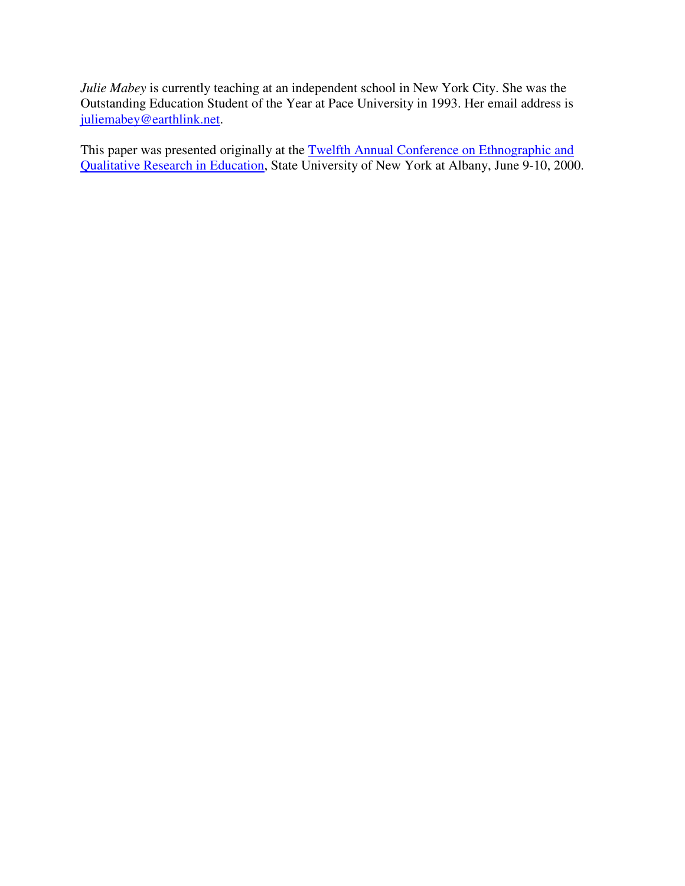*Julie Mabey* is currently teaching at an independent school in New York City. She was the Outstanding Education Student of the Year at Pace University in 1993. Her email address is juliemabey@earthlink.net.

This paper was presented originally at the Twelfth Annual Conference on Ethnographic and Qualitative Research in Education, State University of New York at Albany, June 9-10, 2000.